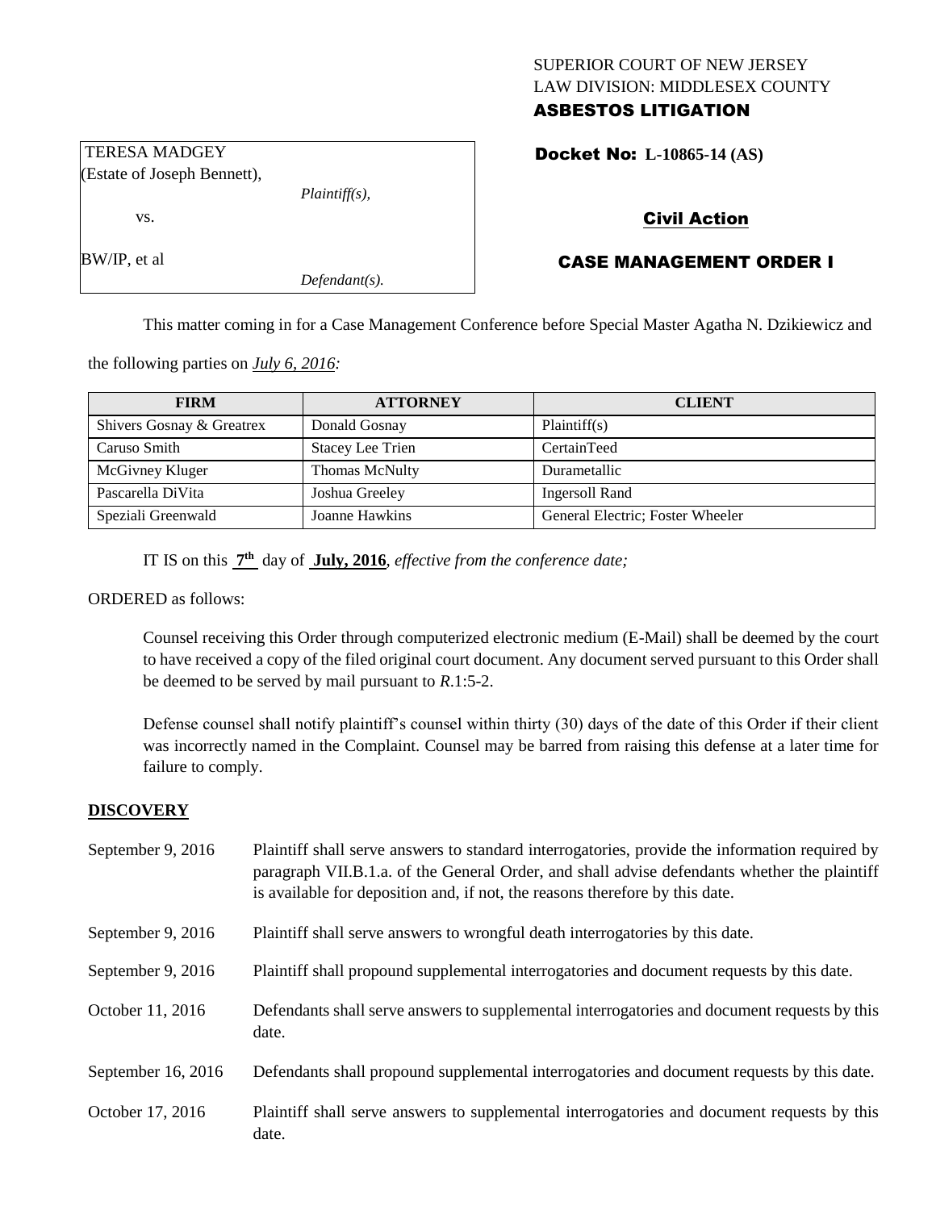SUPERIOR COURT OF NEW JERSEY
LAW DIVISION: MIDDLESEX COUNTY

**ASBESTOS LITIGATION**

TERESA MADGEY
(Estate of Joseph Bennett),
*Plaintiff(s),*

vs.

BW/IP, et al
*Defendant(s).*

**Docket No: L-10865-14 (AS)**

**Civil Action**

**CASE MANAGEMENT ORDER I**

This matter coming in for a Case Management Conference before Special Master Agatha N. Dzikiewicz and the following parties on *July 6, 2016:*

| FIRM | ATTORNEY | CLIENT |
|---|---|---|
| Shivers Gosnay & Greatrex | Donald Gosnay | Plaintiff(s) |
| Caruso Smith | Stacey Lee Trien | CertainTeed |
| McGivney Kluger | Thomas McNulty | Durametallic |
| Pascarella DiVita | Joshua Greeley | Ingersoll Rand |
| Speziali Greenwald | Joanne Hawkins | General Electric; Foster Wheeler |

IT IS on this **7th** day of **July, 2016**, *effective from the conference date;*

ORDERED as follows:

Counsel receiving this Order through computerized electronic medium (E-Mail) shall be deemed by the court to have received a copy of the filed original court document. Any document served pursuant to this Order shall be deemed to be served by mail pursuant to *R*.1:5-2.

Defense counsel shall notify plaintiff's counsel within thirty (30) days of the date of this Order if their client was incorrectly named in the Complaint. Counsel may be barred from raising this defense at a later time for failure to comply.

**DISCOVERY**

September 9, 2016 — Plaintiff shall serve answers to standard interrogatories, provide the information required by paragraph VII.B.1.a. of the General Order, and shall advise defendants whether the plaintiff is available for deposition and, if not, the reasons therefore by this date.

September 9, 2016 — Plaintiff shall serve answers to wrongful death interrogatories by this date.

September 9, 2016 — Plaintiff shall propound supplemental interrogatories and document requests by this date.

October 11, 2016 — Defendants shall serve answers to supplemental interrogatories and document requests by this date.

September 16, 2016 — Defendants shall propound supplemental interrogatories and document requests by this date.

October 17, 2016 — Plaintiff shall serve answers to supplemental interrogatories and document requests by this date.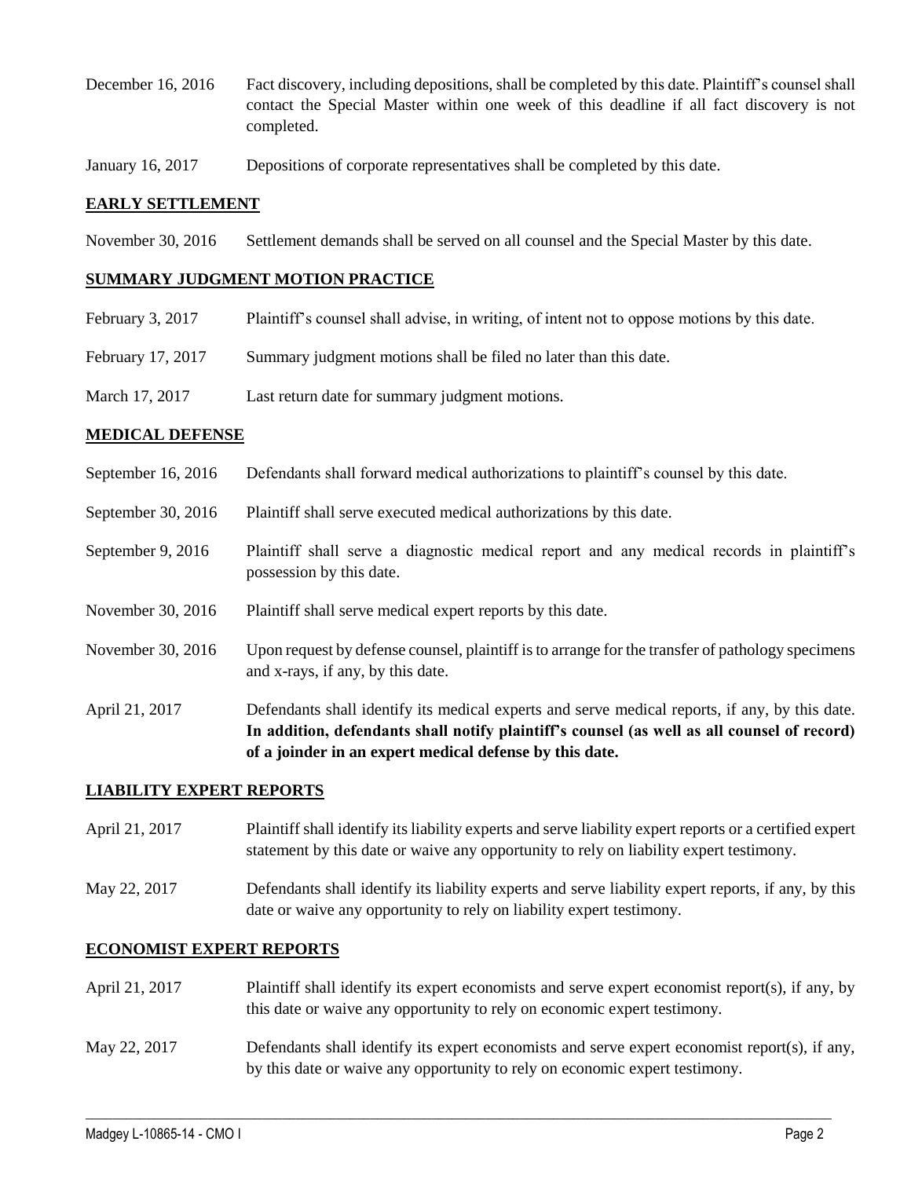| | |
|---|---|
| December 16, 2016 | Fact discovery, including depositions, shall be completed by this date. Plaintiff's counsel shall contact the Special Master within one week of this deadline if all fact discovery is not completed. |
| January 16, 2017 | Depositions of corporate representatives shall be completed by this date. |

## EARLY SETTLEMENT

| | |
|---|---|
| November 30, 2016 | Settlement demands shall be served on all counsel and the Special Master by this date. |

## SUMMARY JUDGMENT MOTION PRACTICE

| | |
|---|---|
| February 3, 2017 | Plaintiff's counsel shall advise, in writing, of intent not to oppose motions by this date. |
| February 17, 2017 | Summary judgment motions shall be filed no later than this date. |
| March 17, 2017 | Last return date for summary judgment motions. |

## MEDICAL DEFENSE

| | |
|---|---|
| September 16, 2016 | Defendants shall forward medical authorizations to plaintiff's counsel by this date. |
| September 30, 2016 | Plaintiff shall serve executed medical authorizations by this date. |
| September 9, 2016 | Plaintiff shall serve a diagnostic medical report and any medical records in plaintiff's possession by this date. |
| November 30, 2016 | Plaintiff shall serve medical expert reports by this date. |
| November 30, 2016 | Upon request by defense counsel, plaintiff is to arrange for the transfer of pathology specimens and x-rays, if any, by this date. |
| April 21, 2017 | Defendants shall identify its medical experts and serve medical reports, if any, by this date. **In addition, defendants shall notify plaintiff's counsel (as well as all counsel of record) of a joinder in an expert medical defense by this date.** |

## LIABILITY EXPERT REPORTS

| | |
|---|---|
| April 21, 2017 | Plaintiff shall identify its liability experts and serve liability expert reports or a certified expert statement by this date or waive any opportunity to rely on liability expert testimony. |
| May 22, 2017 | Defendants shall identify its liability experts and serve liability expert reports, if any, by this date or waive any opportunity to rely on liability expert testimony. |

## ECONOMIST EXPERT REPORTS

| | |
|---|---|
| April 21, 2017 | Plaintiff shall identify its expert economists and serve expert economist report(s), if any, by this date or waive any opportunity to rely on economic expert testimony. |
| May 22, 2017 | Defendants shall identify its expert economists and serve expert economist report(s), if any, by this date or waive any opportunity to rely on economic expert testimony. |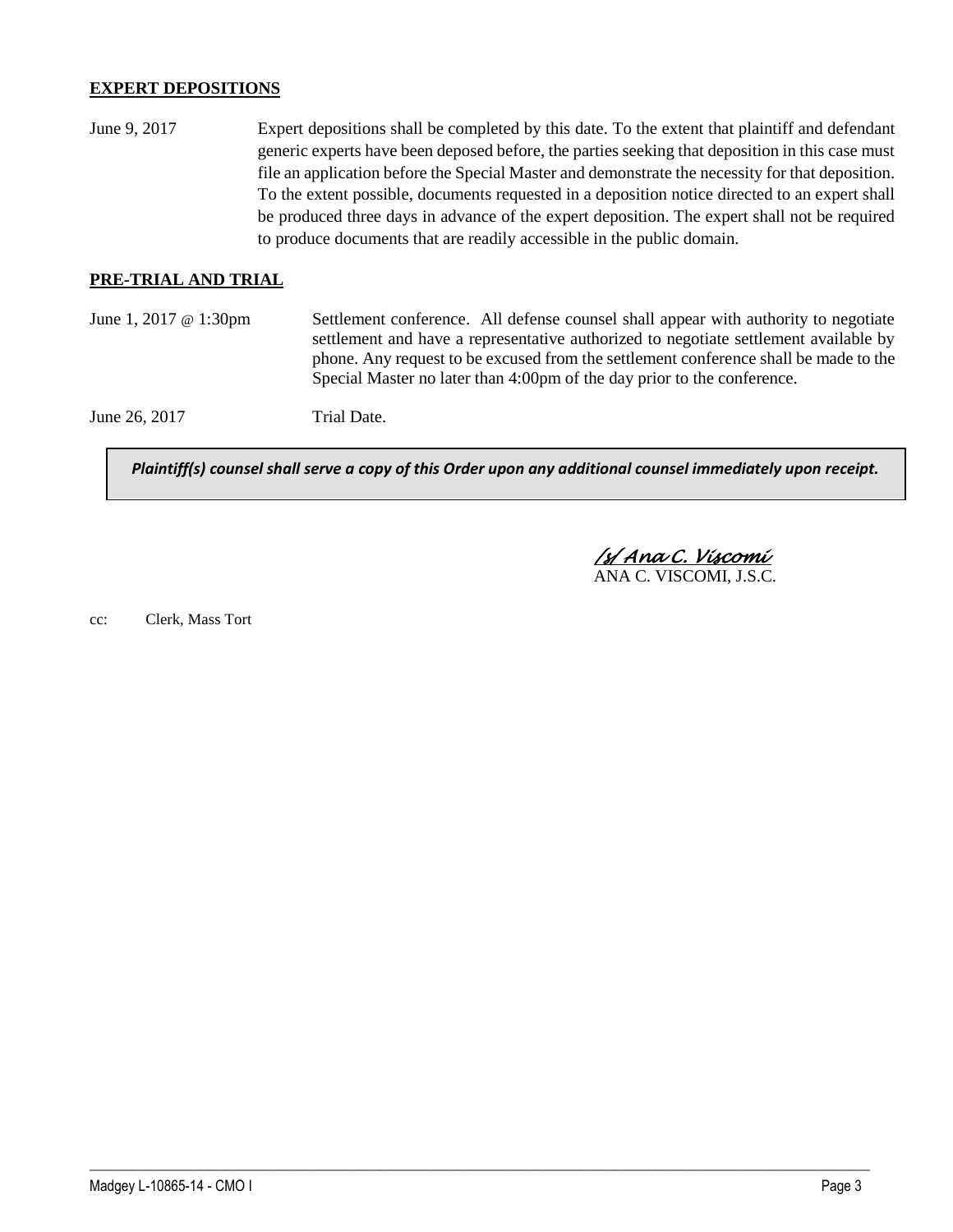**EXPERT DEPOSITIONS**

June 9, 2017 — Expert depositions shall be completed by this date. To the extent that plaintiff and defendant generic experts have been deposed before, the parties seeking that deposition in this case must file an application before the Special Master and demonstrate the necessity for that deposition. To the extent possible, documents requested in a deposition notice directed to an expert shall be produced three days in advance of the expert deposition. The expert shall not be required to produce documents that are readily accessible in the public domain.

**PRE-TRIAL AND TRIAL**

June 1, 2017 @ 1:30pm — Settlement conference. All defense counsel shall appear with authority to negotiate settlement and have a representative authorized to negotiate settlement available by phone. Any request to be excused from the settlement conference shall be made to the Special Master no later than 4:00pm of the day prior to the conference.

June 26, 2017 — Trial Date.

***Plaintiff(s) counsel shall serve a copy of this Order upon any additional counsel immediately upon receipt.***

*/s/ Ana C. Viscomi*
ANA C. VISCOMI, J.S.C.

cc: Clerk, Mass Tort